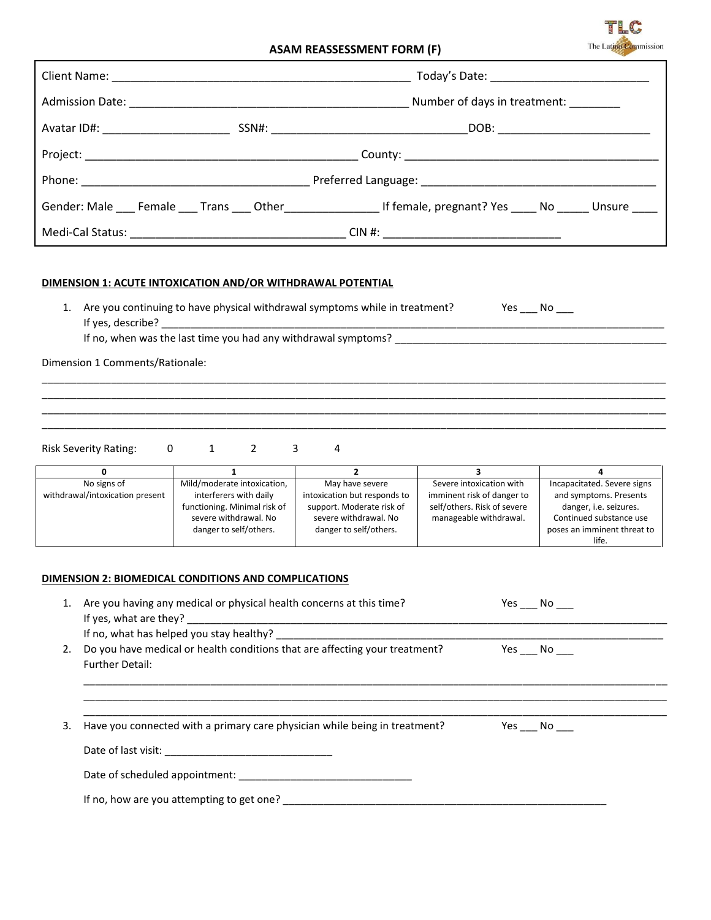# ASAM REASSESSMENT FORM (F)

The Latino Commission

Client Name: ______________________________ Today's Date: ______________________

Admission Date: ______________________________ Number of days in treatment: ________

Avatar ID#: ____________________ SSN#: ______________________________ DOB: ______________________

Project: ______________________________ County: ______________________________

Phone: ______________________________ Preferred Language: ______________________________

Gender: Male ___ Female ___ Trans ___ Other_______________ If female, pregnant? Yes ____ No _____ Unsure ____

Medi-Cal Status: ______________________________ CIN #: ______________________________

## DIMENSION 1: ACUTE INTOXICATION AND/OR WITHDRAWAL POTENTIAL

1. Are you continuing to have physical withdrawal symptoms while in treatment? Yes ___ No ___
   If yes, describe? ______________________________________________________________
   If no, when was the last time you had any withdrawal symptoms? ______________________________

Dimension 1 Comments/Rationale:

______________________________________________________________________________

______________________________________________________________________________

______________________________________________________________________________

______________________________________________________________________________

Risk Severity Rating: 0 1 2 3 4

| 0 | 1 | 2 | 3 | 4 |
|---|---|---|---|---|
| No signs of withdrawal/intoxication present | Mild/moderate intoxication, interferers with daily functioning. Minimal risk of severe withdrawal. No danger to self/others. | May have severe intoxication but responds to support. Moderate risk of severe withdrawal. No danger to self/others. | Severe intoxication with imminent risk of danger to self/others. Risk of severe manageable withdrawal. | Incapacitated. Severe signs and symptoms. Presents danger, i.e. seizures. Continued substance use poses an imminent threat to life. |

## DIMENSION 2: BIOMEDICAL CONDITIONS AND COMPLICATIONS

1. Are you having any medical or physical health concerns at this time? Yes ___ No ___
   If yes, what are they? ______________________________________________________________
   If no, what has helped you stay healthy? ______________________________________________________________
2. Do you have medical or health conditions that are affecting your treatment? Yes ___ No ___
   Further Detail:

   ______________________________________________________________________________

   ______________________________________________________________________________

   ______________________________________________________________________________
3. Have you connected with a primary care physician while being in treatment? Yes ___ No ___

   Date of last visit: ______________________________

   Date of scheduled appointment: ______________________________

   If no, how are you attempting to get one? ______________________________________________________________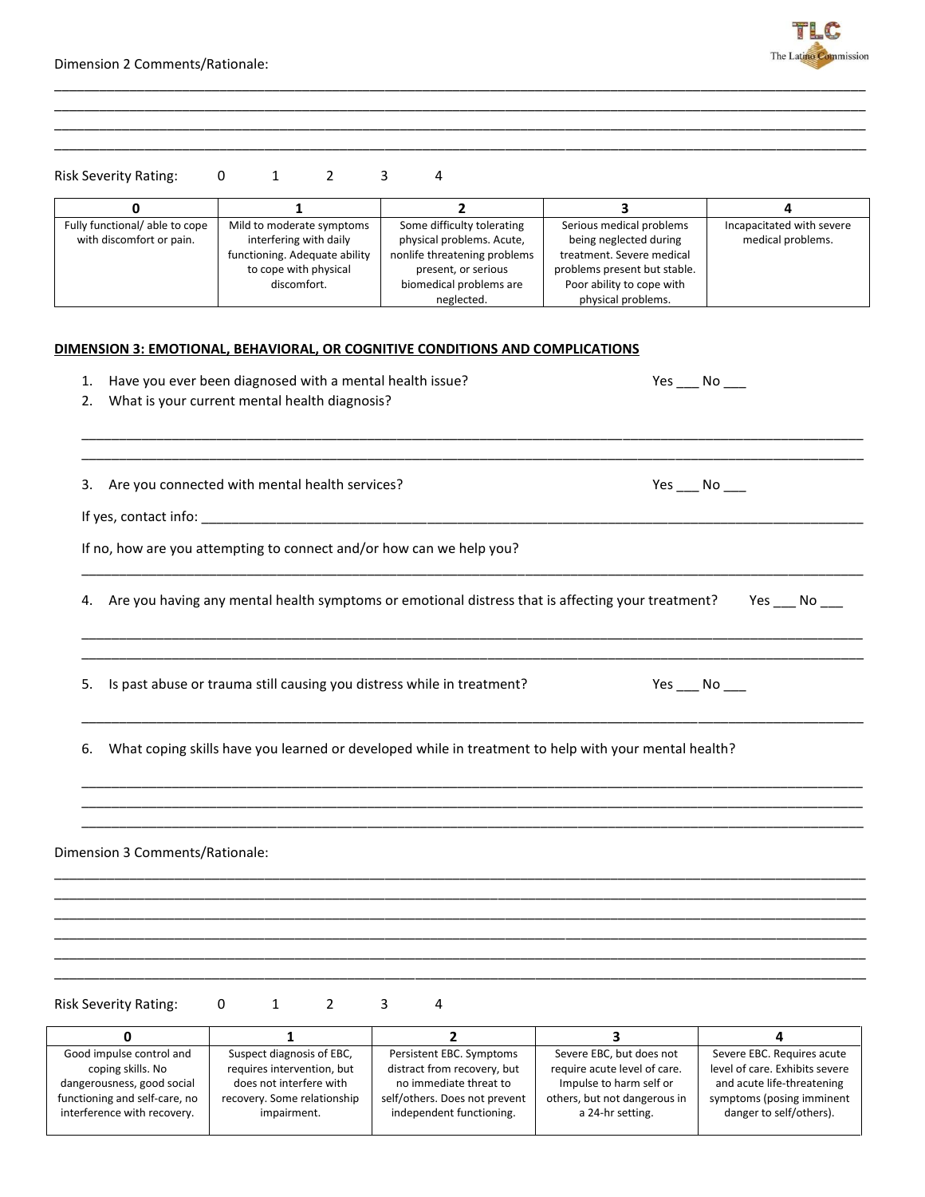Dimension 2 Comments/Rationale:

\_\_\_\_\_\_\_\_\_\_\_\_\_\_\_\_\_\_\_\_\_\_\_\_\_\_\_\_\_\_\_\_\_\_\_\_\_\_\_\_\_\_\_\_\_\_\_\_\_\_\_\_\_\_\_\_\_\_\_\_\_\_\_\_\_\_\_\_\_\_\_\_\_\_\_\_\_\_\_\_\_\_\_\_\_\_\_\_\_\_\_\_\_\_\_\_\_\_\_\_

\_\_\_\_\_\_\_\_\_\_\_\_\_\_\_\_\_\_\_\_\_\_\_\_\_\_\_\_\_\_\_\_\_\_\_\_\_\_\_\_\_\_\_\_\_\_\_\_\_\_\_\_\_\_\_\_\_\_\_\_\_\_\_\_\_\_\_\_\_\_\_\_\_\_\_\_\_\_\_\_\_\_\_\_\_\_\_\_\_\_\_\_\_\_\_\_\_\_\_\_

\_\_\_\_\_\_\_\_\_\_\_\_\_\_\_\_\_\_\_\_\_\_\_\_\_\_\_\_\_\_\_\_\_\_\_\_\_\_\_\_\_\_\_\_\_\_\_\_\_\_\_\_\_\_\_\_\_\_\_\_\_\_\_\_\_\_\_\_\_\_\_\_\_\_\_\_\_\_\_\_\_\_\_\_\_\_\_\_\_\_\_\_\_\_\_\_\_\_\_\_

\_\_\_\_\_\_\_\_\_\_\_\_\_\_\_\_\_\_\_\_\_\_\_\_\_\_\_\_\_\_\_\_\_\_\_\_\_\_\_\_\_\_\_\_\_\_\_\_\_\_\_\_\_\_\_\_\_\_\_\_\_\_\_\_\_\_\_\_\_\_\_\_\_\_\_\_\_\_\_\_\_\_\_\_\_\_\_\_\_\_\_\_\_\_\_\_\_\_\_\_

Risk Severity Rating: 0 1 2 3 4

| 0 | 1 | 2 | 3 | 4 |
|---|---|---|---|---|
| Fully functional/ able to cope with discomfort or pain. | Mild to moderate symptoms interfering with daily functioning. Adequate ability to cope with physical discomfort. | Some difficulty tolerating physical problems. Acute, nonlife threatening problems present, or serious biomedical problems are neglected. | Serious medical problems being neglected during treatment. Severe medical problems present but stable. Poor ability to cope with physical problems. | Incapacitated with severe medical problems. |

## DIMENSION 3: EMOTIONAL, BEHAVIORAL, OR COGNITIVE CONDITIONS AND COMPLICATIONS

1. Have you ever been diagnosed with a mental health issue? Yes \_\_\_ No \_\_\_
2. What is your current mental health diagnosis?

\_\_\_\_\_\_\_\_\_\_\_\_\_\_\_\_\_\_\_\_\_\_\_\_\_\_\_\_\_\_\_\_\_\_\_\_\_\_\_\_\_\_\_\_\_\_\_\_\_\_\_\_\_\_\_\_\_\_\_\_\_\_\_\_\_\_\_\_\_\_\_\_\_\_\_\_\_\_\_\_\_\_\_\_\_\_\_\_\_\_\_\_\_\_\_\_\_\_\_\_

\_\_\_\_\_\_\_\_\_\_\_\_\_\_\_\_\_\_\_\_\_\_\_\_\_\_\_\_\_\_\_\_\_\_\_\_\_\_\_\_\_\_\_\_\_\_\_\_\_\_\_\_\_\_\_\_\_\_\_\_\_\_\_\_\_\_\_\_\_\_\_\_\_\_\_\_\_\_\_\_\_\_\_\_\_\_\_\_\_\_\_\_\_\_\_\_\_\_\_\_

3. Are you connected with mental health services? Yes \_\_\_ No \_\_\_

If yes, contact info: \_\_\_\_\_\_\_\_\_\_\_\_\_\_\_\_\_\_\_\_\_\_\_\_\_\_\_\_\_\_\_\_\_\_\_\_\_\_\_\_\_\_\_\_\_\_\_\_\_\_\_\_\_\_\_\_\_\_\_\_\_\_\_\_\_\_\_\_\_\_\_\_\_\_\_\_\_\_

If no, how are you attempting to connect and/or how can we help you?

\_\_\_\_\_\_\_\_\_\_\_\_\_\_\_\_\_\_\_\_\_\_\_\_\_\_\_\_\_\_\_\_\_\_\_\_\_\_\_\_\_\_\_\_\_\_\_\_\_\_\_\_\_\_\_\_\_\_\_\_\_\_\_\_\_\_\_\_\_\_\_\_\_\_\_\_\_\_\_\_\_\_\_\_\_\_\_\_\_\_\_\_\_\_\_\_\_\_\_\_

4. Are you having any mental health symptoms or emotional distress that is affecting your treatment? Yes \_\_\_ No \_\_\_

\_\_\_\_\_\_\_\_\_\_\_\_\_\_\_\_\_\_\_\_\_\_\_\_\_\_\_\_\_\_\_\_\_\_\_\_\_\_\_\_\_\_\_\_\_\_\_\_\_\_\_\_\_\_\_\_\_\_\_\_\_\_\_\_\_\_\_\_\_\_\_\_\_\_\_\_\_\_\_\_\_\_\_\_\_\_\_\_\_\_\_\_\_\_\_\_\_\_\_\_

\_\_\_\_\_\_\_\_\_\_\_\_\_\_\_\_\_\_\_\_\_\_\_\_\_\_\_\_\_\_\_\_\_\_\_\_\_\_\_\_\_\_\_\_\_\_\_\_\_\_\_\_\_\_\_\_\_\_\_\_\_\_\_\_\_\_\_\_\_\_\_\_\_\_\_\_\_\_\_\_\_\_\_\_\_\_\_\_\_\_\_\_\_\_\_\_\_\_\_\_

5. Is past abuse or trauma still causing you distress while in treatment? Yes \_\_\_ No \_\_\_

\_\_\_\_\_\_\_\_\_\_\_\_\_\_\_\_\_\_\_\_\_\_\_\_\_\_\_\_\_\_\_\_\_\_\_\_\_\_\_\_\_\_\_\_\_\_\_\_\_\_\_\_\_\_\_\_\_\_\_\_\_\_\_\_\_\_\_\_\_\_\_\_\_\_\_\_\_\_\_\_\_\_\_\_\_\_\_\_\_\_\_\_\_\_\_\_\_\_\_\_

6. What coping skills have you learned or developed while in treatment to help with your mental health?

\_\_\_\_\_\_\_\_\_\_\_\_\_\_\_\_\_\_\_\_\_\_\_\_\_\_\_\_\_\_\_\_\_\_\_\_\_\_\_\_\_\_\_\_\_\_\_\_\_\_\_\_\_\_\_\_\_\_\_\_\_\_\_\_\_\_\_\_\_\_\_\_\_\_\_\_\_\_\_\_\_\_\_\_\_\_\_\_\_\_\_\_\_\_\_\_\_\_\_\_

\_\_\_\_\_\_\_\_\_\_\_\_\_\_\_\_\_\_\_\_\_\_\_\_\_\_\_\_\_\_\_\_\_\_\_\_\_\_\_\_\_\_\_\_\_\_\_\_\_\_\_\_\_\_\_\_\_\_\_\_\_\_\_\_\_\_\_\_\_\_\_\_\_\_\_\_\_\_\_\_\_\_\_\_\_\_\_\_\_\_\_\_\_\_\_\_\_\_\_\_

\_\_\_\_\_\_\_\_\_\_\_\_\_\_\_\_\_\_\_\_\_\_\_\_\_\_\_\_\_\_\_\_\_\_\_\_\_\_\_\_\_\_\_\_\_\_\_\_\_\_\_\_\_\_\_\_\_\_\_\_\_\_\_\_\_\_\_\_\_\_\_\_\_\_\_\_\_\_\_\_\_\_\_\_\_\_\_\_\_\_\_\_\_\_\_\_\_\_\_\_

Dimension 3 Comments/Rationale:

\_\_\_\_\_\_\_\_\_\_\_\_\_\_\_\_\_\_\_\_\_\_\_\_\_\_\_\_\_\_\_\_\_\_\_\_\_\_\_\_\_\_\_\_\_\_\_\_\_\_\_\_\_\_\_\_\_\_\_\_\_\_\_\_\_\_\_\_\_\_\_\_\_\_\_\_\_\_\_\_\_\_\_\_\_\_\_\_\_\_\_\_\_\_\_\_\_\_\_\_

\_\_\_\_\_\_\_\_\_\_\_\_\_\_\_\_\_\_\_\_\_\_\_\_\_\_\_\_\_\_\_\_\_\_\_\_\_\_\_\_\_\_\_\_\_\_\_\_\_\_\_\_\_\_\_\_\_\_\_\_\_\_\_\_\_\_\_\_\_\_\_\_\_\_\_\_\_\_\_\_\_\_\_\_\_\_\_\_\_\_\_\_\_\_\_\_\_\_\_\_

\_\_\_\_\_\_\_\_\_\_\_\_\_\_\_\_\_\_\_\_\_\_\_\_\_\_\_\_\_\_\_\_\_\_\_\_\_\_\_\_\_\_\_\_\_\_\_\_\_\_\_\_\_\_\_\_\_\_\_\_\_\_\_\_\_\_\_\_\_\_\_\_\_\_\_\_\_\_\_\_\_\_\_\_\_\_\_\_\_\_\_\_\_\_\_\_\_\_\_\_

\_\_\_\_\_\_\_\_\_\_\_\_\_\_\_\_\_\_\_\_\_\_\_\_\_\_\_\_\_\_\_\_\_\_\_\_\_\_\_\_\_\_\_\_\_\_\_\_\_\_\_\_\_\_\_\_\_\_\_\_\_\_\_\_\_\_\_\_\_\_\_\_\_\_\_\_\_\_\_\_\_\_\_\_\_\_\_\_\_\_\_\_\_\_\_\_\_\_\_\_

\_\_\_\_\_\_\_\_\_\_\_\_\_\_\_\_\_\_\_\_\_\_\_\_\_\_\_\_\_\_\_\_\_\_\_\_\_\_\_\_\_\_\_\_\_\_\_\_\_\_\_\_\_\_\_\_\_\_\_\_\_\_\_\_\_\_\_\_\_\_\_\_\_\_\_\_\_\_\_\_\_\_\_\_\_\_\_\_\_\_\_\_\_\_\_\_\_\_\_\_

\_\_\_\_\_\_\_\_\_\_\_\_\_\_\_\_\_\_\_\_\_\_\_\_\_\_\_\_\_\_\_\_\_\_\_\_\_\_\_\_\_\_\_\_\_\_\_\_\_\_\_\_\_\_\_\_\_\_\_\_\_\_\_\_\_\_\_\_\_\_\_\_\_\_\_\_\_\_\_\_\_\_\_\_\_\_\_\_\_\_\_\_\_\_\_\_\_\_\_\_

Risk Severity Rating: 0 1 2 3 4

| 0 | 1 | 2 | 3 | 4 |
|---|---|---|---|---|
| Good impulse control and coping skills. No dangerousness, good social functioning and self-care, no interference with recovery. | Suspect diagnosis of EBC, requires intervention, but does not interfere with recovery. Some relationship impairment. | Persistent EBC. Symptoms distract from recovery, but no immediate threat to self/others. Does not prevent independent functioning. | Severe EBC, but does not require acute level of care. Impulse to harm self or others, but not dangerous in a 24-hr setting. | Severe EBC. Requires acute level of care. Exhibits severe and acute life-threatening symptoms (posing imminent danger to self/others). |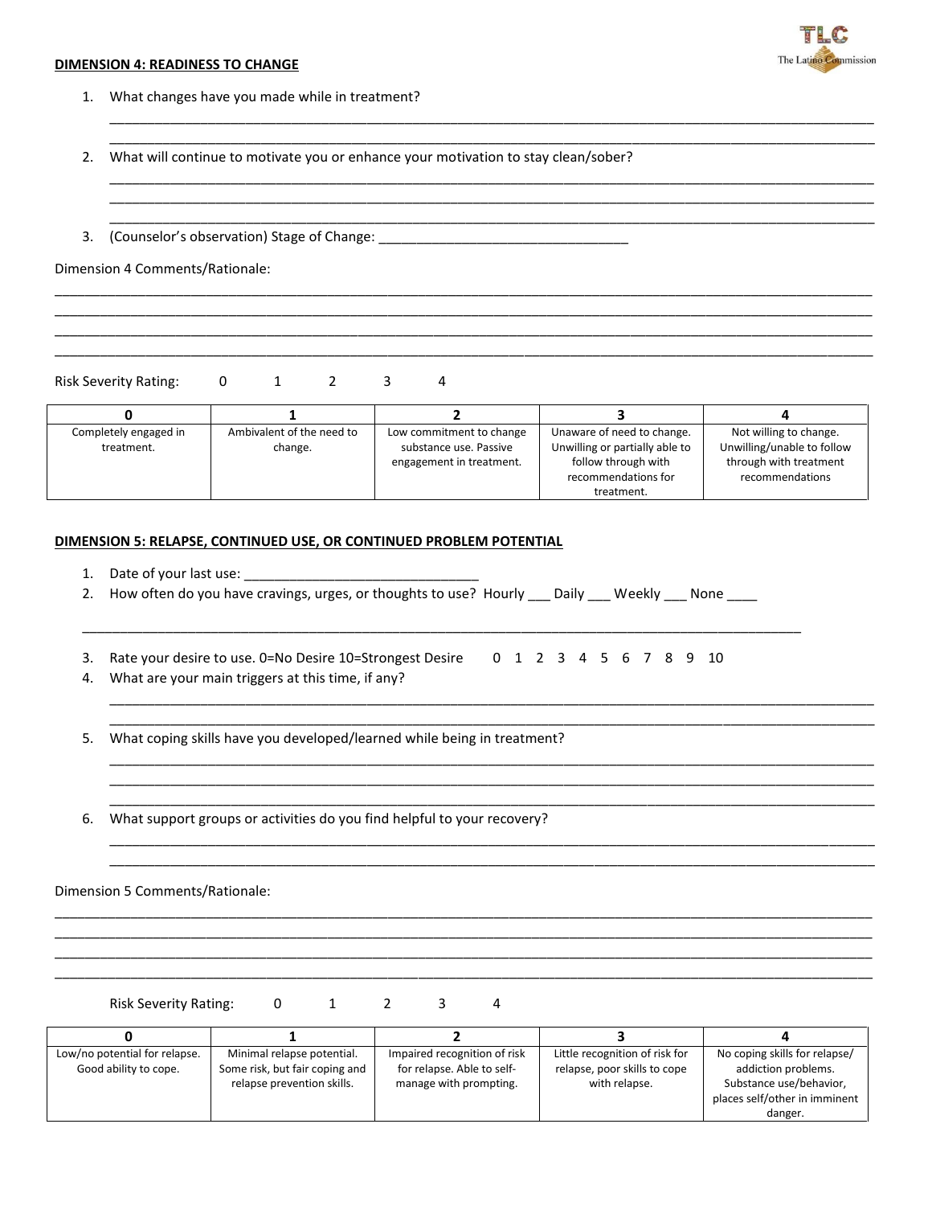**DIMENSION 4: READINESS TO CHANGE**

1. What changes have you made while in treatment?

   \_\_\_\_\_\_\_\_\_\_\_\_\_\_\_\_\_\_\_\_\_\_\_\_\_\_\_\_\_\_\_\_\_\_\_\_\_\_\_\_\_\_\_\_\_\_\_\_\_\_\_\_\_\_\_\_\_\_\_\_\_\_\_\_\_\_\_\_\_\_\_\_\_\_\_\_\_\_\_\_\_\_\_\_\_\_\_\_\_\_\_\_

   \_\_\_\_\_\_\_\_\_\_\_\_\_\_\_\_\_\_\_\_\_\_\_\_\_\_\_\_\_\_\_\_\_\_\_\_\_\_\_\_\_\_\_\_\_\_\_\_\_\_\_\_\_\_\_\_\_\_\_\_\_\_\_\_\_\_\_\_\_\_\_\_\_\_\_\_\_\_\_\_\_\_\_\_\_\_\_\_\_\_\_\_

2. What will continue to motivate you or enhance your motivation to stay clean/sober?

   \_\_\_\_\_\_\_\_\_\_\_\_\_\_\_\_\_\_\_\_\_\_\_\_\_\_\_\_\_\_\_\_\_\_\_\_\_\_\_\_\_\_\_\_\_\_\_\_\_\_\_\_\_\_\_\_\_\_\_\_\_\_\_\_\_\_\_\_\_\_\_\_\_\_\_\_\_\_\_\_\_\_\_\_\_\_\_\_\_\_\_\_

   \_\_\_\_\_\_\_\_\_\_\_\_\_\_\_\_\_\_\_\_\_\_\_\_\_\_\_\_\_\_\_\_\_\_\_\_\_\_\_\_\_\_\_\_\_\_\_\_\_\_\_\_\_\_\_\_\_\_\_\_\_\_\_\_\_\_\_\_\_\_\_\_\_\_\_\_\_\_\_\_\_\_\_\_\_\_\_\_\_\_\_\_

   \_\_\_\_\_\_\_\_\_\_\_\_\_\_\_\_\_\_\_\_\_\_\_\_\_\_\_\_\_\_\_\_\_\_\_\_\_\_\_\_\_\_\_\_\_\_\_\_\_\_\_\_\_\_\_\_\_\_\_\_\_\_\_\_\_\_\_\_\_\_\_\_\_\_\_\_\_\_\_\_\_\_\_\_\_\_\_\_\_\_\_\_

3. (Counselor's observation) Stage of Change: \_\_\_\_\_\_\_\_\_\_\_\_\_\_\_\_\_\_\_\_\_\_\_\_\_\_\_\_\_\_\_\_

Dimension 4 Comments/Rationale:

\_\_\_\_\_\_\_\_\_\_\_\_\_\_\_\_\_\_\_\_\_\_\_\_\_\_\_\_\_\_\_\_\_\_\_\_\_\_\_\_\_\_\_\_\_\_\_\_\_\_\_\_\_\_\_\_\_\_\_\_\_\_\_\_\_\_\_\_\_\_\_\_\_\_\_\_\_\_\_\_\_\_\_\_\_\_\_\_\_\_\_\_\_\_

\_\_\_\_\_\_\_\_\_\_\_\_\_\_\_\_\_\_\_\_\_\_\_\_\_\_\_\_\_\_\_\_\_\_\_\_\_\_\_\_\_\_\_\_\_\_\_\_\_\_\_\_\_\_\_\_\_\_\_\_\_\_\_\_\_\_\_\_\_\_\_\_\_\_\_\_\_\_\_\_\_\_\_\_\_\_\_\_\_\_\_\_\_\_

\_\_\_\_\_\_\_\_\_\_\_\_\_\_\_\_\_\_\_\_\_\_\_\_\_\_\_\_\_\_\_\_\_\_\_\_\_\_\_\_\_\_\_\_\_\_\_\_\_\_\_\_\_\_\_\_\_\_\_\_\_\_\_\_\_\_\_\_\_\_\_\_\_\_\_\_\_\_\_\_\_\_\_\_\_\_\_\_\_\_\_\_\_\_

\_\_\_\_\_\_\_\_\_\_\_\_\_\_\_\_\_\_\_\_\_\_\_\_\_\_\_\_\_\_\_\_\_\_\_\_\_\_\_\_\_\_\_\_\_\_\_\_\_\_\_\_\_\_\_\_\_\_\_\_\_\_\_\_\_\_\_\_\_\_\_\_\_\_\_\_\_\_\_\_\_\_\_\_\_\_\_\_\_\_\_\_\_\_

Risk Severity Rating: 0 1 2 3 4

| 0 | 1 | 2 | 3 | 4 |
|---|---|---|---|---|
| Completely engaged in treatment. | Ambivalent of the need to change. | Low commitment to change substance use. Passive engagement in treatment. | Unaware of need to change. Unwilling or partially able to follow through with recommendations for treatment. | Not willing to change. Unwilling/unable to follow through with treatment recommendations |

**DIMENSION 5: RELAPSE, CONTINUED USE, OR CONTINUED PROBLEM POTENTIAL**

1. Date of your last use: \_\_\_\_\_\_\_\_\_\_\_\_\_\_\_\_\_\_\_\_\_\_\_\_\_\_\_\_\_\_
2. How often do you have cravings, urges, or thoughts to use? Hourly \_\_\_ Daily \_\_\_ Weekly \_\_\_ None \_\_\_\_

   \_\_\_\_\_\_\_\_\_\_\_\_\_\_\_\_\_\_\_\_\_\_\_\_\_\_\_\_\_\_\_\_\_\_\_\_\_\_\_\_\_\_\_\_\_\_\_\_\_\_\_\_\_\_\_\_\_\_\_\_\_\_\_\_\_\_\_\_\_\_\_\_\_\_\_\_\_\_\_\_\_\_\_\_\_\_\_\_\_\_

3. Rate your desire to use. 0=No Desire 10=Strongest Desire 0 1 2 3 4 5 6 7 8 9 10
4. What are your main triggers at this time, if any?

   \_\_\_\_\_\_\_\_\_\_\_\_\_\_\_\_\_\_\_\_\_\_\_\_\_\_\_\_\_\_\_\_\_\_\_\_\_\_\_\_\_\_\_\_\_\_\_\_\_\_\_\_\_\_\_\_\_\_\_\_\_\_\_\_\_\_\_\_\_\_\_\_\_\_\_\_\_\_\_\_\_\_\_\_\_\_\_\_\_\_\_\_

   \_\_\_\_\_\_\_\_\_\_\_\_\_\_\_\_\_\_\_\_\_\_\_\_\_\_\_\_\_\_\_\_\_\_\_\_\_\_\_\_\_\_\_\_\_\_\_\_\_\_\_\_\_\_\_\_\_\_\_\_\_\_\_\_\_\_\_\_\_\_\_\_\_\_\_\_\_\_\_\_\_\_\_\_\_\_\_\_\_\_\_\_

5. What coping skills have you developed/learned while being in treatment?

   \_\_\_\_\_\_\_\_\_\_\_\_\_\_\_\_\_\_\_\_\_\_\_\_\_\_\_\_\_\_\_\_\_\_\_\_\_\_\_\_\_\_\_\_\_\_\_\_\_\_\_\_\_\_\_\_\_\_\_\_\_\_\_\_\_\_\_\_\_\_\_\_\_\_\_\_\_\_\_\_\_\_\_\_\_\_\_\_\_\_\_\_

   \_\_\_\_\_\_\_\_\_\_\_\_\_\_\_\_\_\_\_\_\_\_\_\_\_\_\_\_\_\_\_\_\_\_\_\_\_\_\_\_\_\_\_\_\_\_\_\_\_\_\_\_\_\_\_\_\_\_\_\_\_\_\_\_\_\_\_\_\_\_\_\_\_\_\_\_\_\_\_\_\_\_\_\_\_\_\_\_\_\_\_\_

   \_\_\_\_\_\_\_\_\_\_\_\_\_\_\_\_\_\_\_\_\_\_\_\_\_\_\_\_\_\_\_\_\_\_\_\_\_\_\_\_\_\_\_\_\_\_\_\_\_\_\_\_\_\_\_\_\_\_\_\_\_\_\_\_\_\_\_\_\_\_\_\_\_\_\_\_\_\_\_\_\_\_\_\_\_\_\_\_\_\_\_\_

6. What support groups or activities do you find helpful to your recovery?

   \_\_\_\_\_\_\_\_\_\_\_\_\_\_\_\_\_\_\_\_\_\_\_\_\_\_\_\_\_\_\_\_\_\_\_\_\_\_\_\_\_\_\_\_\_\_\_\_\_\_\_\_\_\_\_\_\_\_\_\_\_\_\_\_\_\_\_\_\_\_\_\_\_\_\_\_\_\_\_\_\_\_\_\_\_\_\_\_\_\_\_\_

   \_\_\_\_\_\_\_\_\_\_\_\_\_\_\_\_\_\_\_\_\_\_\_\_\_\_\_\_\_\_\_\_\_\_\_\_\_\_\_\_\_\_\_\_\_\_\_\_\_\_\_\_\_\_\_\_\_\_\_\_\_\_\_\_\_\_\_\_\_\_\_\_\_\_\_\_\_\_\_\_\_\_\_\_\_\_\_\_\_\_\_\_

Dimension 5 Comments/Rationale:

\_\_\_\_\_\_\_\_\_\_\_\_\_\_\_\_\_\_\_\_\_\_\_\_\_\_\_\_\_\_\_\_\_\_\_\_\_\_\_\_\_\_\_\_\_\_\_\_\_\_\_\_\_\_\_\_\_\_\_\_\_\_\_\_\_\_\_\_\_\_\_\_\_\_\_\_\_\_\_\_\_\_\_\_\_\_\_\_\_\_\_\_\_\_

\_\_\_\_\_\_\_\_\_\_\_\_\_\_\_\_\_\_\_\_\_\_\_\_\_\_\_\_\_\_\_\_\_\_\_\_\_\_\_\_\_\_\_\_\_\_\_\_\_\_\_\_\_\_\_\_\_\_\_\_\_\_\_\_\_\_\_\_\_\_\_\_\_\_\_\_\_\_\_\_\_\_\_\_\_\_\_\_\_\_\_\_\_\_

\_\_\_\_\_\_\_\_\_\_\_\_\_\_\_\_\_\_\_\_\_\_\_\_\_\_\_\_\_\_\_\_\_\_\_\_\_\_\_\_\_\_\_\_\_\_\_\_\_\_\_\_\_\_\_\_\_\_\_\_\_\_\_\_\_\_\_\_\_\_\_\_\_\_\_\_\_\_\_\_\_\_\_\_\_\_\_\_\_\_\_\_\_\_

\_\_\_\_\_\_\_\_\_\_\_\_\_\_\_\_\_\_\_\_\_\_\_\_\_\_\_\_\_\_\_\_\_\_\_\_\_\_\_\_\_\_\_\_\_\_\_\_\_\_\_\_\_\_\_\_\_\_\_\_\_\_\_\_\_\_\_\_\_\_\_\_\_\_\_\_\_\_\_\_\_\_\_\_\_\_\_\_\_\_\_\_\_\_

Risk Severity Rating: 0 1 2 3 4

| 0 | 1 | 2 | 3 | 4 |
|---|---|---|---|---|
| Low/no potential for relapse. Good ability to cope. | Minimal relapse potential. Some risk, but fair coping and relapse prevention skills. | Impaired recognition of risk for relapse. Able to self-manage with prompting. | Little recognition of risk for relapse, poor skills to cope with relapse. | No coping skills for relapse/ addiction problems. Substance use/behavior, places self/other in imminent danger. |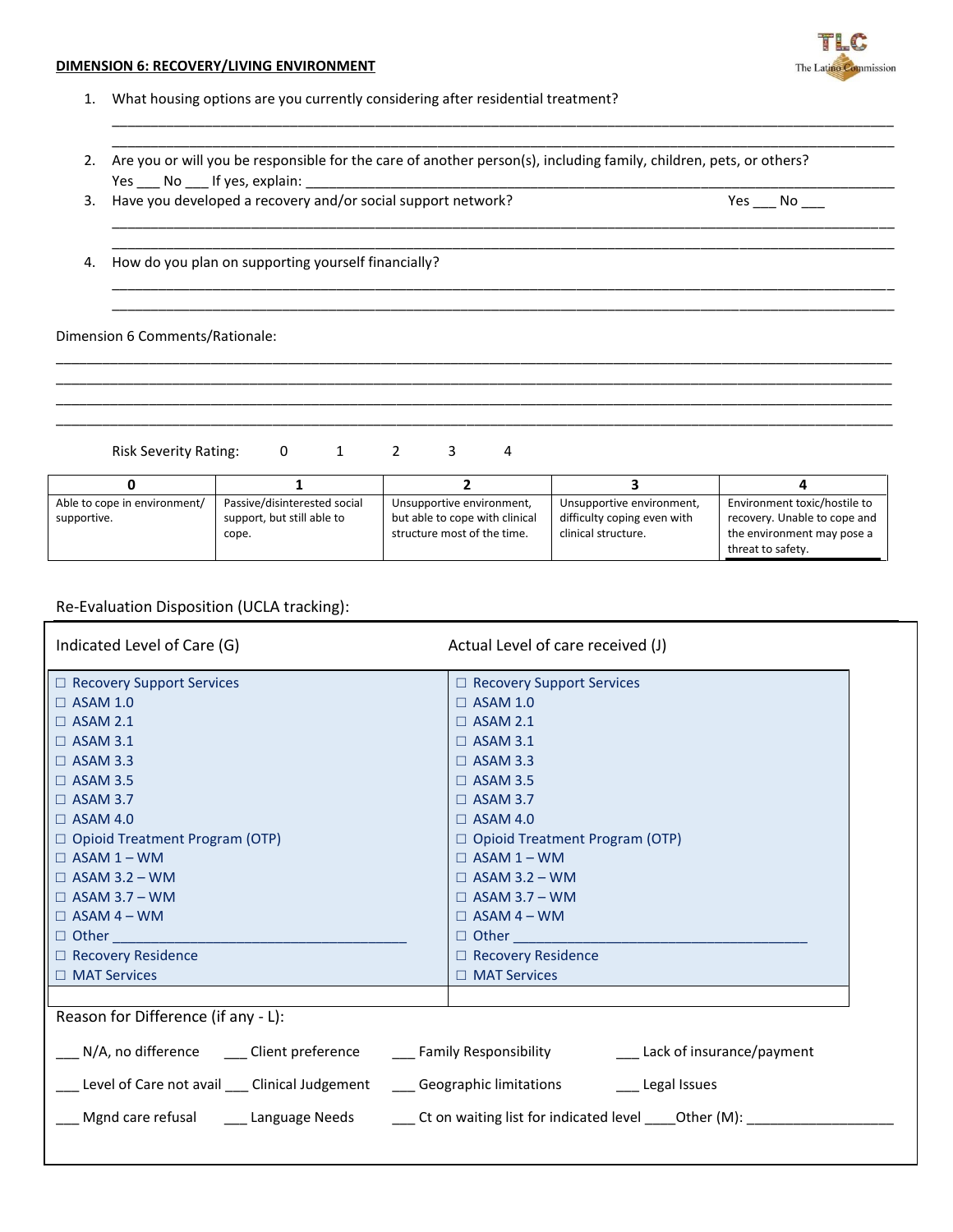## DIMENSION 6: RECOVERY/LIVING ENVIRONMENT

1. What housing options are you currently considering after residential treatment?

   ______________________________________________________________________________________
   ______________________________________________________________________________________

2. Are you or will you be responsible for the care of another person(s), including family, children, pets, or others?
   Yes ___ No ___ If yes, explain: ______________________________________________________________

3. Have you developed a recovery and/or social support network? Yes ___ No ___

   ______________________________________________________________________________________
   ______________________________________________________________________________________

4. How do you plan on supporting yourself financially?

   ______________________________________________________________________________________
   ______________________________________________________________________________________

Dimension 6 Comments/Rationale:

______________________________________________________________________________________
______________________________________________________________________________________
______________________________________________________________________________________
______________________________________________________________________________________

Risk Severity Rating: 0 1 2 3 4

| 0 | 1 | 2 | 3 | 4 |
|---|---|---|---|---|
| Able to cope in environment/ supportive. | Passive/disinterested social support, but still able to cope. | Unsupportive environment, but able to cope with clinical structure most of the time. | Unsupportive environment, difficulty coping even with clinical structure. | Environment toxic/hostile to recovery. Unable to cope and the environment may pose a threat to safety. |

Re-Evaluation Disposition (UCLA tracking):

| Indicated Level of Care (G) | Actual Level of care received (J) |
|---|---|
| ☐ Recovery Support Services | ☐ Recovery Support Services |
| ☐ ASAM 1.0 | ☐ ASAM 1.0 |
| ☐ ASAM 2.1 | ☐ ASAM 2.1 |
| ☐ ASAM 3.1 | ☐ ASAM 3.1 |
| ☐ ASAM 3.3 | ☐ ASAM 3.3 |
| ☐ ASAM 3.5 | ☐ ASAM 3.5 |
| ☐ ASAM 3.7 | ☐ ASAM 3.7 |
| ☐ ASAM 4.0 | ☐ ASAM 4.0 |
| ☐ Opioid Treatment Program (OTP) | ☐ Opioid Treatment Program (OTP) |
| ☐ ASAM 1 – WM | ☐ ASAM 1 – WM |
| ☐ ASAM 3.2 – WM | ☐ ASAM 3.2 – WM |
| ☐ ASAM 3.7 – WM | ☐ ASAM 3.7 – WM |
| ☐ ASAM 4 – WM | ☐ ASAM 4 – WM |
| ☐ Other ______________________ | ☐ Other ______________________ |
| ☐ Recovery Residence | ☐ Recovery Residence |
| ☐ MAT Services | ☐ MAT Services |

Reason for Difference (if any - L):

___ N/A, no difference ___ Client preference ___ Family Responsibility ___ Lack of insurance/payment

___ Level of Care not avail ___ Clinical Judgement ___ Geographic limitations ___ Legal Issues

___ Mgnd care refusal ___ Language Needs ___ Ct on waiting list for indicated level ____Other (M): ___________________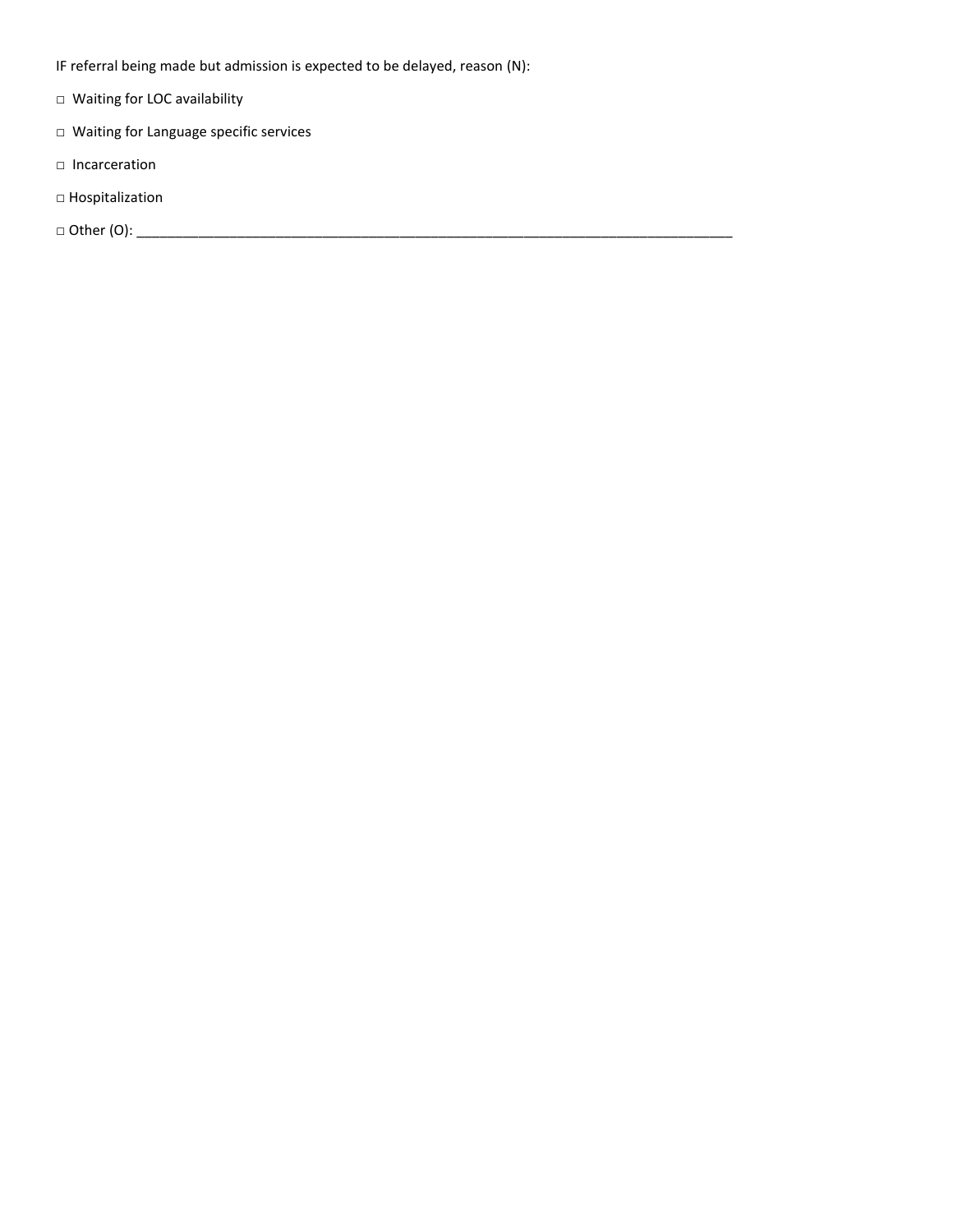IF referral being made but admission is expected to be delayed, reason (N):

□ Waiting for LOC availability

□ Waiting for Language specific services

□ Incarceration

□ Hospitalization

□ Other (O): ___________________________________________________________________________